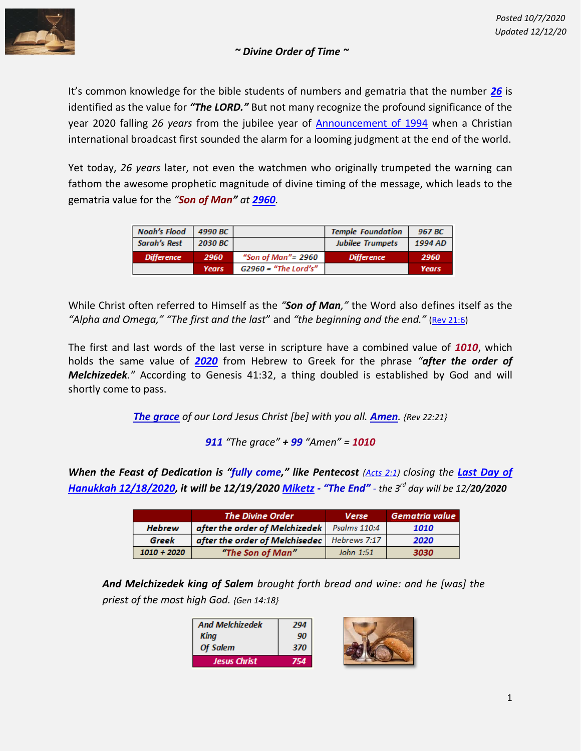Posted 10/7/2020
Updated 12/12/20

## ~ Divine Order of Time ~

It's common knowledge for the bible students of numbers and gematria that the number **26** is identified as the value for ***"The LORD."*** But not many recognize the profound significance of the year 2020 falling *26 years* from the jubilee year of Announcement of 1994 when a Christian international broadcast first sounded the alarm for a looming judgment at the end of the world.

Yet today, *26 years* later, not even the watchmen who originally trumpeted the warning can fathom the awesome prophetic magnitude of divine timing of the message, which leads to the gematria value for the ***"Son of Man"*** *at* ***2960***.

| Noah's Flood | 4990 BC | | Temple Foundation | 967 BC |
|---|---|---|---|---|
| Sarah's Rest | 2030 BC | | Jubilee Trumpets | 1994 AD |
| Difference | 2960 | "Son of Man"= 2960 | Difference | 2960 |
| | Years | G2960 = "The Lord's" | | Years |

While Christ often referred to Himself as the ***"Son of Man,"*** the Word also defines itself as the *"Alpha and Omega," "The first and the last"* and *"the beginning and the end."* (Rev 21:6)

The first and last words of the last verse in scripture have a combined value of ***1010***, which holds the same value of ***2020*** from Hebrew to Greek for the phrase ***"after the order of Melchizedek."*** According to Genesis 41:32, a thing doubled is established by God and will shortly come to pass.

***The grace*** *of our Lord Jesus Christ [be] with you all.* ***Amen****. {Rev 22:21}*

***911*** *"The grace"* ***+ 99*** *"Amen"* ***= 1010***

***When the Feast of Dedication is "fully come," like Pentecost*** *(Acts 2:1) closing the* ***Last Day of Hanukkah 12/18/2020, it will be 12/19/2020 Miketz - "The End"*** *- the 3rd day will be 12/****20/2020***

| | The Divine Order | Verse | Gematria value |
|---|---|---|---|
| Hebrew | after the order of Melchizedek | Psalms 110:4 | 1010 |
| Greek | after the order of Melchisedec | Hebrews 7:17 | 2020 |
| 1010 + 2020 | "The Son of Man" | John 1:51 | 3030 |

***And Melchizedek king of Salem*** *brought forth bread and wine: and he [was] the priest of the most high God. {Gen 14:18}*

| And Melchizedek | 294 |
|---|---|
| King | 90 |
| Of Salem | 370 |
| Jesus Christ | 754 |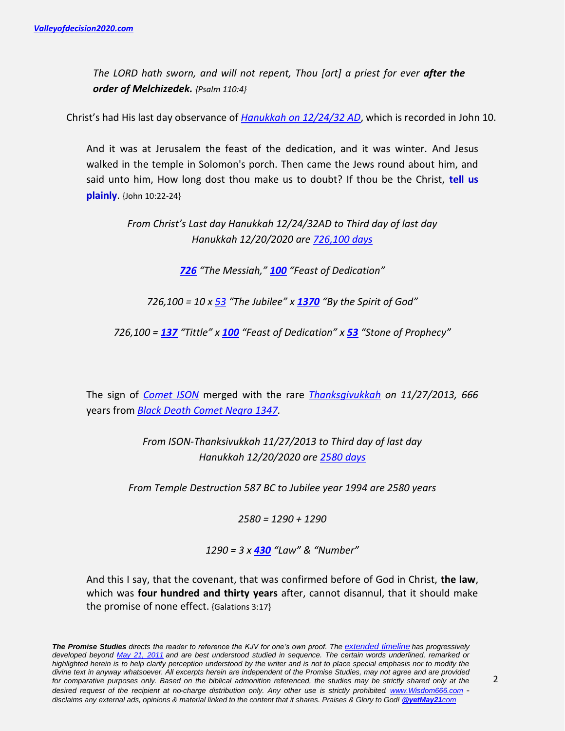*The LORD hath sworn, and will not repent, Thou [art] a priest for ever* ***after the order of Melchizedek.*** *{Psalm 110:4}*

Christ's had His last day observance of *Hanukkah on 12/24/32 AD*, which is recorded in John 10.

And it was at Jerusalem the feast of the dedication, and it was winter. And Jesus walked in the temple in Solomon's porch. Then came the Jews round about him, and said unto him, How long dost thou make us to doubt? If thou be the Christ, **tell us plainly**. {John 10:22-24}

*From Christ's Last day Hanukkah 12/24/32AD to Third day of last day Hanukkah 12/20/2020 are 726,100 days*

***726*** *"The Messiah,"* ***100*** *"Feast of Dedication"*

*726,100 = 10 x 53 "The Jubilee" x* ***1370*** *"By the Spirit of God"*

*726,100 =* ***137*** *"Tittle" x* ***100*** *"Feast of Dedication" x* ***53*** *"Stone of Prophecy"*

The sign of *Comet ISON* merged with the rare *Thanksgivukkah on 11/27/2013, 666* years from *Black Death Comet Negra 1347.*

*From ISON-Thanksivukkah 11/27/2013 to Third day of last day Hanukkah 12/20/2020 are 2580 days*

*From Temple Destruction 587 BC to Jubilee year 1994 are 2580 years*

*2580 = 1290 + 1290*

*1290 = 3 x* ***430*** *"Law" & "Number"*

And this I say, that the covenant, that was confirmed before of God in Christ, **the law**, which was **four hundred and thirty years** after, cannot disannul, that it should make the promise of none effect. {Galations 3:17}

***The Promise Studies*** *directs the reader to reference the KJV for one's own proof. The extended timeline has progressively developed beyond May 21, 2011 and are best understood studied in sequence. The certain words underlined, remarked or highlighted herein is to help clarify perception understood by the writer and is not to place special emphasis nor to modify the divine text in anyway whatsoever. All excerpts herein are independent of the Promise Studies, may not agree and are provided for comparative purposes only. Based on the biblical admonition referenced, the studies may be strictly shared only at the desired request of the recipient at no-charge distribution only. Any other use is strictly prohibited. www.Wisdom666.com - disclaims any external ads, opinions & material linked to the content that it shares. Praises & Glory to God!* ***@yetMay21com***